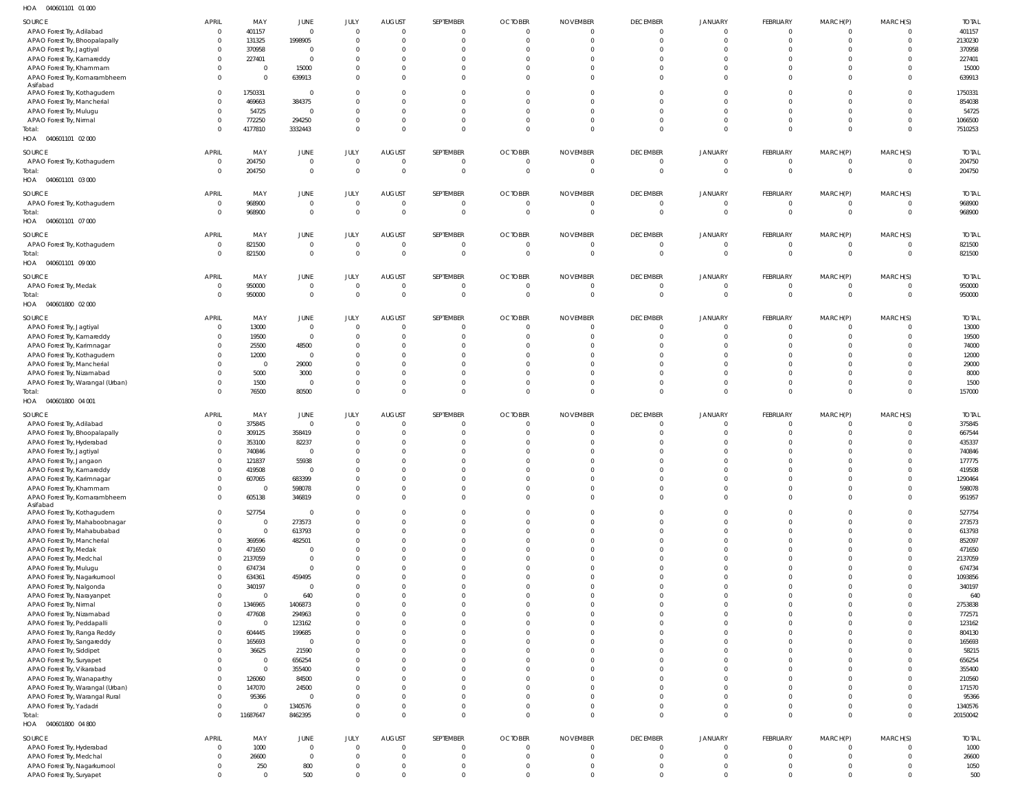HOA 040601101 01 000

| SOURCE | APRIL | MAY | JUNE | JULY | AUGUST | SEPTEMBER | OCTOBER | NOVEMBER | DECEMBER | JANUARY | FEBRUARY | MARCH(P) | MARCH(S) | TOTAL |
|---|---|---|---|---|---|---|---|---|---|---|---|---|---|---|
| APAO Forest Try, Adilabad | 0 | 401157 | 0 | 0 | 0 | 0 | 0 | 0 | 0 | 0 | 0 | 0 | 0 | 401157 |
| APAO Forest Try, Bhoopalapally | 0 | 131325 | 1998905 | 0 | 0 | 0 | 0 | 0 | 0 | 0 | 0 | 0 | 0 | 2130230 |
| APAO Forest Try, Jagtiyal | 0 | 370958 | 0 | 0 | 0 | 0 | 0 | 0 | 0 | 0 | 0 | 0 | 0 | 370958 |
| APAO Forest Try, Kamareddy | 0 | 227401 | 0 | 0 | 0 | 0 | 0 | 0 | 0 | 0 | 0 | 0 | 0 | 227401 |
| APAO Forest Try, Khammam | 0 | 0 | 15000 | 0 | 0 | 0 | 0 | 0 | 0 | 0 | 0 | 0 | 0 | 15000 |
| APAO Forest Try, Komarambheem Asifabad | 0 | 0 | 639913 | 0 | 0 | 0 | 0 | 0 | 0 | 0 | 0 | 0 | 0 | 639913 |
| APAO Forest Try, Kothagudem | 0 | 1750331 | 0 | 0 | 0 | 0 | 0 | 0 | 0 | 0 | 0 | 0 | 0 | 1750331 |
| APAO Forest Try, Mancherial | 0 | 469663 | 384375 | 0 | 0 | 0 | 0 | 0 | 0 | 0 | 0 | 0 | 0 | 854038 |
| APAO Forest Try, Mulugu | 0 | 54725 | 0 | 0 | 0 | 0 | 0 | 0 | 0 | 0 | 0 | 0 | 0 | 54725 |
| APAO Forest Try, Nirmal | 0 | 772250 | 294250 | 0 | 0 | 0 | 0 | 0 | 0 | 0 | 0 | 0 | 0 | 1066500 |
| Total: | 0 | 4177810 | 3332443 | 0 | 0 | 0 | 0 | 0 | 0 | 0 | 0 | 0 | 0 | 7510253 |

HOA 040601101 02 000

| SOURCE | APRIL | MAY | JUNE | JULY | AUGUST | SEPTEMBER | OCTOBER | NOVEMBER | DECEMBER | JANUARY | FEBRUARY | MARCH(P) | MARCH(S) | TOTAL |
|---|---|---|---|---|---|---|---|---|---|---|---|---|---|---|
| APAO Forest Try, Kothagudem | 0 | 204750 | 0 | 0 | 0 | 0 | 0 | 0 | 0 | 0 | 0 | 0 | 0 | 204750 |
| Total: | 0 | 204750 | 0 | 0 | 0 | 0 | 0 | 0 | 0 | 0 | 0 | 0 | 0 | 204750 |

HOA 040601101 03 000

| SOURCE | APRIL | MAY | JUNE | JULY | AUGUST | SEPTEMBER | OCTOBER | NOVEMBER | DECEMBER | JANUARY | FEBRUARY | MARCH(P) | MARCH(S) | TOTAL |
|---|---|---|---|---|---|---|---|---|---|---|---|---|---|---|
| APAO Forest Try, Kothagudem | 0 | 968900 | 0 | 0 | 0 | 0 | 0 | 0 | 0 | 0 | 0 | 0 | 0 | 968900 |
| Total: | 0 | 968900 | 0 | 0 | 0 | 0 | 0 | 0 | 0 | 0 | 0 | 0 | 0 | 968900 |

HOA 040601101 07 000

| SOURCE | APRIL | MAY | JUNE | JULY | AUGUST | SEPTEMBER | OCTOBER | NOVEMBER | DECEMBER | JANUARY | FEBRUARY | MARCH(P) | MARCH(S) | TOTAL |
|---|---|---|---|---|---|---|---|---|---|---|---|---|---|---|
| APAO Forest Try, Kothagudem | 0 | 821500 | 0 | 0 | 0 | 0 | 0 | 0 | 0 | 0 | 0 | 0 | 0 | 821500 |
| Total: | 0 | 821500 | 0 | 0 | 0 | 0 | 0 | 0 | 0 | 0 | 0 | 0 | 0 | 821500 |

HOA 040601101 09 000

| SOURCE | APRIL | MAY | JUNE | JULY | AUGUST | SEPTEMBER | OCTOBER | NOVEMBER | DECEMBER | JANUARY | FEBRUARY | MARCH(P) | MARCH(S) | TOTAL |
|---|---|---|---|---|---|---|---|---|---|---|---|---|---|---|
| APAO Forest Try, Medak | 0 | 950000 | 0 | 0 | 0 | 0 | 0 | 0 | 0 | 0 | 0 | 0 | 0 | 950000 |
| Total: | 0 | 950000 | 0 | 0 | 0 | 0 | 0 | 0 | 0 | 0 | 0 | 0 | 0 | 950000 |

HOA 040601800 02 000

| SOURCE | APRIL | MAY | JUNE | JULY | AUGUST | SEPTEMBER | OCTOBER | NOVEMBER | DECEMBER | JANUARY | FEBRUARY | MARCH(P) | MARCH(S) | TOTAL |
|---|---|---|---|---|---|---|---|---|---|---|---|---|---|---|
| APAO Forest Try, Jagtiyal | 0 | 13000 | 0 | 0 | 0 | 0 | 0 | 0 | 0 | 0 | 0 | 0 | 0 | 13000 |
| APAO Forest Try, Kamareddy | 0 | 19500 | 0 | 0 | 0 | 0 | 0 | 0 | 0 | 0 | 0 | 0 | 0 | 19500 |
| APAO Forest Try, Karimnagar | 0 | 25500 | 48500 | 0 | 0 | 0 | 0 | 0 | 0 | 0 | 0 | 0 | 0 | 74000 |
| APAO Forest Try, Kothagudem | 0 | 12000 | 0 | 0 | 0 | 0 | 0 | 0 | 0 | 0 | 0 | 0 | 0 | 12000 |
| APAO Forest Try, Mancherial | 0 | 0 | 29000 | 0 | 0 | 0 | 0 | 0 | 0 | 0 | 0 | 0 | 0 | 29000 |
| APAO Forest Try, Nizamabad | 0 | 5000 | 3000 | 0 | 0 | 0 | 0 | 0 | 0 | 0 | 0 | 0 | 0 | 8000 |
| APAO Forest Try, Warangal (Urban) | 0 | 1500 | 0 | 0 | 0 | 0 | 0 | 0 | 0 | 0 | 0 | 0 | 0 | 1500 |
| Total: | 0 | 76500 | 80500 | 0 | 0 | 0 | 0 | 0 | 0 | 0 | 0 | 0 | 0 | 157000 |

HOA 040601800 04 001

| SOURCE | APRIL | MAY | JUNE | JULY | AUGUST | SEPTEMBER | OCTOBER | NOVEMBER | DECEMBER | JANUARY | FEBRUARY | MARCH(P) | MARCH(S) | TOTAL |
|---|---|---|---|---|---|---|---|---|---|---|---|---|---|---|
| APAO Forest Try, Adilabad | 0 | 375845 | 0 | 0 | 0 | 0 | 0 | 0 | 0 | 0 | 0 | 0 | 0 | 375845 |
| APAO Forest Try, Bhoopalapally | 0 | 309125 | 358419 | 0 | 0 | 0 | 0 | 0 | 0 | 0 | 0 | 0 | 0 | 667544 |
| APAO Forest Try, Hyderabad | 0 | 353100 | 82237 | 0 | 0 | 0 | 0 | 0 | 0 | 0 | 0 | 0 | 0 | 435337 |
| APAO Forest Try, Jagtiyal | 0 | 740846 | 0 | 0 | 0 | 0 | 0 | 0 | 0 | 0 | 0 | 0 | 0 | 740846 |
| APAO Forest Try, Jangaon | 0 | 121837 | 55938 | 0 | 0 | 0 | 0 | 0 | 0 | 0 | 0 | 0 | 0 | 177775 |
| APAO Forest Try, Kamareddy | 0 | 419508 | 0 | 0 | 0 | 0 | 0 | 0 | 0 | 0 | 0 | 0 | 0 | 419508 |
| APAO Forest Try, Karimnagar | 0 | 607065 | 683399 | 0 | 0 | 0 | 0 | 0 | 0 | 0 | 0 | 0 | 0 | 1290464 |
| APAO Forest Try, Khammam | 0 | 0 | 598078 | 0 | 0 | 0 | 0 | 0 | 0 | 0 | 0 | 0 | 0 | 598078 |
| APAO Forest Try, Komarambheem Asifabad | 0 | 605138 | 346819 | 0 | 0 | 0 | 0 | 0 | 0 | 0 | 0 | 0 | 0 | 951957 |
| APAO Forest Try, Kothagudem | 0 | 527754 | 0 | 0 | 0 | 0 | 0 | 0 | 0 | 0 | 0 | 0 | 0 | 527754 |
| APAO Forest Try, Mahaboobnagar | 0 | 0 | 273573 | 0 | 0 | 0 | 0 | 0 | 0 | 0 | 0 | 0 | 0 | 273573 |
| APAO Forest Try, Mahabubabad | 0 | 0 | 613793 | 0 | 0 | 0 | 0 | 0 | 0 | 0 | 0 | 0 | 0 | 613793 |
| APAO Forest Try, Mancherial | 0 | 369596 | 482501 | 0 | 0 | 0 | 0 | 0 | 0 | 0 | 0 | 0 | 0 | 852097 |
| APAO Forest Try, Medak | 0 | 471650 | 0 | 0 | 0 | 0 | 0 | 0 | 0 | 0 | 0 | 0 | 0 | 471650 |
| APAO Forest Try, Medchal | 0 | 2137059 | 0 | 0 | 0 | 0 | 0 | 0 | 0 | 0 | 0 | 0 | 0 | 2137059 |
| APAO Forest Try, Mulugu | 0 | 674734 | 0 | 0 | 0 | 0 | 0 | 0 | 0 | 0 | 0 | 0 | 0 | 674734 |
| APAO Forest Try, Nagarkurnool | 0 | 634361 | 459495 | 0 | 0 | 0 | 0 | 0 | 0 | 0 | 0 | 0 | 0 | 1093856 |
| APAO Forest Try, Nalgonda | 0 | 340197 | 0 | 0 | 0 | 0 | 0 | 0 | 0 | 0 | 0 | 0 | 0 | 340197 |
| APAO Forest Try, Narayanpet | 0 | 0 | 640 | 0 | 0 | 0 | 0 | 0 | 0 | 0 | 0 | 0 | 0 | 640 |
| APAO Forest Try, Nirmal | 0 | 1346965 | 1406873 | 0 | 0 | 0 | 0 | 0 | 0 | 0 | 0 | 0 | 0 | 2753838 |
| APAO Forest Try, Nizamabad | 0 | 477608 | 294963 | 0 | 0 | 0 | 0 | 0 | 0 | 0 | 0 | 0 | 0 | 772571 |
| APAO Forest Try, Peddapalli | 0 | 0 | 123162 | 0 | 0 | 0 | 0 | 0 | 0 | 0 | 0 | 0 | 0 | 123162 |
| APAO Forest Try, Ranga Reddy | 0 | 604445 | 199685 | 0 | 0 | 0 | 0 | 0 | 0 | 0 | 0 | 0 | 0 | 804130 |
| APAO Forest Try, Sangareddy | 0 | 165693 | 0 | 0 | 0 | 0 | 0 | 0 | 0 | 0 | 0 | 0 | 0 | 165693 |
| APAO Forest Try, Siddipet | 0 | 36625 | 21590 | 0 | 0 | 0 | 0 | 0 | 0 | 0 | 0 | 0 | 0 | 58215 |
| APAO Forest Try, Suryapet | 0 | 0 | 656254 | 0 | 0 | 0 | 0 | 0 | 0 | 0 | 0 | 0 | 0 | 656254 |
| APAO Forest Try, Vikarabad | 0 | 0 | 355400 | 0 | 0 | 0 | 0 | 0 | 0 | 0 | 0 | 0 | 0 | 355400 |
| APAO Forest Try, Wanaparthy | 0 | 126060 | 84500 | 0 | 0 | 0 | 0 | 0 | 0 | 0 | 0 | 0 | 0 | 210560 |
| APAO Forest Try, Warangal (Urban) | 0 | 147070 | 24500 | 0 | 0 | 0 | 0 | 0 | 0 | 0 | 0 | 0 | 0 | 171570 |
| APAO Forest Try, Warangal Rural | 0 | 95366 | 0 | 0 | 0 | 0 | 0 | 0 | 0 | 0 | 0 | 0 | 0 | 95366 |
| APAO Forest Try, Yadadri | 0 | 0 | 1340576 | 0 | 0 | 0 | 0 | 0 | 0 | 0 | 0 | 0 | 0 | 1340576 |
| Total: | 0 | 11687647 | 8462395 | 0 | 0 | 0 | 0 | 0 | 0 | 0 | 0 | 0 | 0 | 20150042 |

HOA 040601800 04 800

| SOURCE | APRIL | MAY | JUNE | JULY | AUGUST | SEPTEMBER | OCTOBER | NOVEMBER | DECEMBER | JANUARY | FEBRUARY | MARCH(P) | MARCH(S) | TOTAL |
|---|---|---|---|---|---|---|---|---|---|---|---|---|---|---|
| APAO Forest Try, Hyderabad | 0 | 1000 | 0 | 0 | 0 | 0 | 0 | 0 | 0 | 0 | 0 | 0 | 0 | 1000 |
| APAO Forest Try, Medchal | 0 | 26600 | 0 | 0 | 0 | 0 | 0 | 0 | 0 | 0 | 0 | 0 | 0 | 26600 |
| APAO Forest Try, Nagarkurnool | 0 | 250 | 800 | 0 | 0 | 0 | 0 | 0 | 0 | 0 | 0 | 0 | 0 | 1050 |
| APAO Forest Try, Suryapet | 0 | 0 | 500 | 0 | 0 | 0 | 0 | 0 | 0 | 0 | 0 | 0 | 0 | 500 |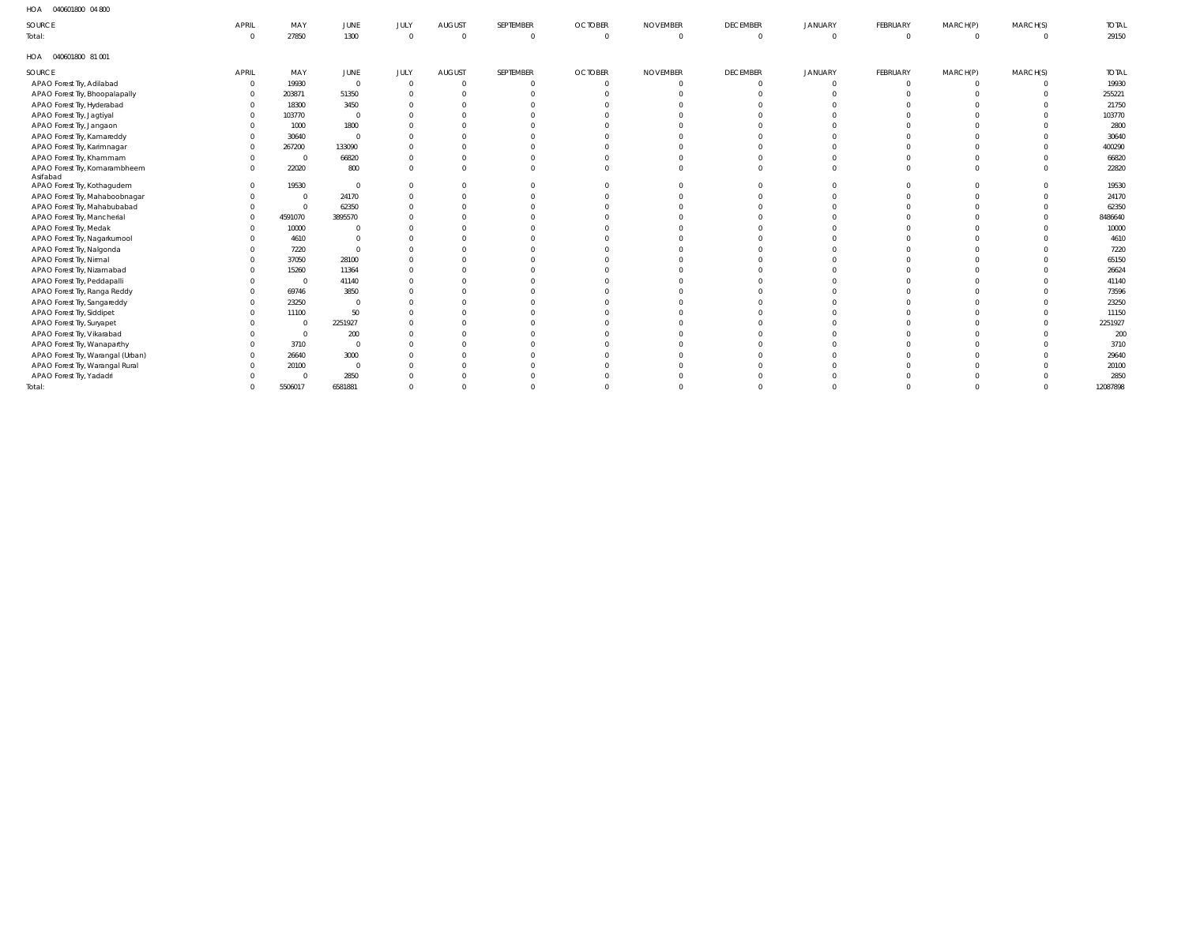HOA 040601800 04 800

| SOURCE | APRIL | MAY | JUNE | JULY | AUGUST | SEPTEMBER | OCTOBER | NOVEMBER | DECEMBER | JANUARY | FEBRUARY | MARCH(P) | MARCH(S) | TOTAL |
|---|---|---|---|---|---|---|---|---|---|---|---|---|---|---|
| Total: | 0 | 27850 | 1300 | 0 | 0 | 0 | 0 | 0 | 0 | 0 | 0 | 0 | 0 | 29150 |

HOA 040601800 81 001

| SOURCE | APRIL | MAY | JUNE | JULY | AUGUST | SEPTEMBER | OCTOBER | NOVEMBER | DECEMBER | JANUARY | FEBRUARY | MARCH(P) | MARCH(S) | TOTAL |
|---|---|---|---|---|---|---|---|---|---|---|---|---|---|---|
| APAO Forest Try, Adilabad | 0 | 19930 | 0 | 0 | 0 | 0 | 0 | 0 | 0 | 0 | 0 | 0 | 0 | 19930 |
| APAO Forest Try, Bhoopalapally | 0 | 203871 | 51350 | 0 | 0 | 0 | 0 | 0 | 0 | 0 | 0 | 0 | 0 | 255221 |
| APAO Forest Try, Hyderabad | 0 | 18300 | 3450 | 0 | 0 | 0 | 0 | 0 | 0 | 0 | 0 | 0 | 0 | 21750 |
| APAO Forest Try, Jagtiyal | 0 | 103770 | 0 | 0 | 0 | 0 | 0 | 0 | 0 | 0 | 0 | 0 | 0 | 103770 |
| APAO Forest Try, Jangaon | 0 | 1000 | 1800 | 0 | 0 | 0 | 0 | 0 | 0 | 0 | 0 | 0 | 0 | 2800 |
| APAO Forest Try, Kamareddy | 0 | 30640 | 0 | 0 | 0 | 0 | 0 | 0 | 0 | 0 | 0 | 0 | 0 | 30640 |
| APAO Forest Try, Karimnagar | 0 | 267200 | 133090 | 0 | 0 | 0 | 0 | 0 | 0 | 0 | 0 | 0 | 0 | 400290 |
| APAO Forest Try, Khammam | 0 | 0 | 66820 | 0 | 0 | 0 | 0 | 0 | 0 | 0 | 0 | 0 | 0 | 66820 |
| APAO Forest Try, Komarambheem Asifabad | 0 | 22020 | 800 | 0 | 0 | 0 | 0 | 0 | 0 | 0 | 0 | 0 | 0 | 22820 |
| APAO Forest Try, Kothagudem | 0 | 19530 | 0 | 0 | 0 | 0 | 0 | 0 | 0 | 0 | 0 | 0 | 0 | 19530 |
| APAO Forest Try, Mahaboobnagar | 0 | 0 | 24170 | 0 | 0 | 0 | 0 | 0 | 0 | 0 | 0 | 0 | 0 | 24170 |
| APAO Forest Try, Mahabubabad | 0 | 0 | 62350 | 0 | 0 | 0 | 0 | 0 | 0 | 0 | 0 | 0 | 0 | 62350 |
| APAO Forest Try, Mancherial | 0 | 4591070 | 3895570 | 0 | 0 | 0 | 0 | 0 | 0 | 0 | 0 | 0 | 0 | 8486640 |
| APAO Forest Try, Medak | 0 | 10000 | 0 | 0 | 0 | 0 | 0 | 0 | 0 | 0 | 0 | 0 | 0 | 10000 |
| APAO Forest Try, Nagarkurnool | 0 | 4610 | 0 | 0 | 0 | 0 | 0 | 0 | 0 | 0 | 0 | 0 | 0 | 4610 |
| APAO Forest Try, Nalgonda | 0 | 7220 | 0 | 0 | 0 | 0 | 0 | 0 | 0 | 0 | 0 | 0 | 0 | 7220 |
| APAO Forest Try, Nirmal | 0 | 37050 | 28100 | 0 | 0 | 0 | 0 | 0 | 0 | 0 | 0 | 0 | 0 | 65150 |
| APAO Forest Try, Nizamabad | 0 | 15260 | 11364 | 0 | 0 | 0 | 0 | 0 | 0 | 0 | 0 | 0 | 0 | 26624 |
| APAO Forest Try, Peddapalli | 0 | 0 | 41140 | 0 | 0 | 0 | 0 | 0 | 0 | 0 | 0 | 0 | 0 | 41140 |
| APAO Forest Try, Ranga Reddy | 0 | 69746 | 3850 | 0 | 0 | 0 | 0 | 0 | 0 | 0 | 0 | 0 | 0 | 73596 |
| APAO Forest Try, Sangareddy | 0 | 23250 | 0 | 0 | 0 | 0 | 0 | 0 | 0 | 0 | 0 | 0 | 0 | 23250 |
| APAO Forest Try, Siddipet | 0 | 11100 | 50 | 0 | 0 | 0 | 0 | 0 | 0 | 0 | 0 | 0 | 0 | 11150 |
| APAO Forest Try, Suryapet | 0 | 0 | 2251927 | 0 | 0 | 0 | 0 | 0 | 0 | 0 | 0 | 0 | 0 | 2251927 |
| APAO Forest Try, Vikarabad | 0 | 0 | 200 | 0 | 0 | 0 | 0 | 0 | 0 | 0 | 0 | 0 | 0 | 200 |
| APAO Forest Try, Wanaparthy | 0 | 3710 | 0 | 0 | 0 | 0 | 0 | 0 | 0 | 0 | 0 | 0 | 0 | 3710 |
| APAO Forest Try, Warangal (Urban) | 0 | 26640 | 3000 | 0 | 0 | 0 | 0 | 0 | 0 | 0 | 0 | 0 | 0 | 29640 |
| APAO Forest Try, Warangal Rural | 0 | 20100 | 0 | 0 | 0 | 0 | 0 | 0 | 0 | 0 | 0 | 0 | 0 | 20100 |
| APAO Forest Try, Yadadri | 0 | 0 | 2850 | 0 | 0 | 0 | 0 | 0 | 0 | 0 | 0 | 0 | 0 | 2850 |
| Total: | 0 | 5506017 | 6581881 | 0 | 0 | 0 | 0 | 0 | 0 | 0 | 0 | 0 | 0 | 12087898 |